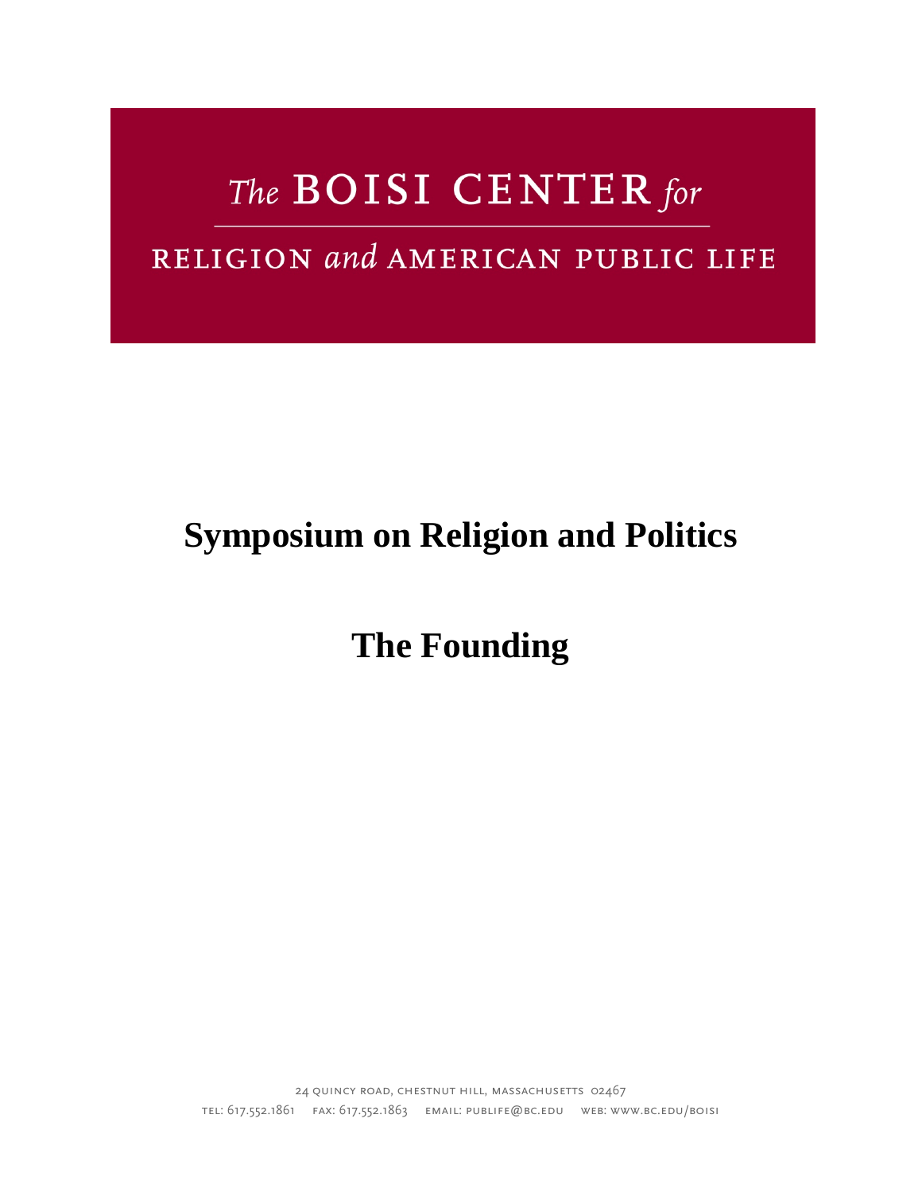The BOISI CENTER for

RELIGION and AMERICAN PUBLIC LIFE

# Symposium on Religion and Politics

# The Founding

24 QUINCY ROAD, CHESTNUT HILL, MASSACHUSETTS 02467

TEL: 617.552.1861 FAX: 617.552.1863 EMAIL: PUBLIFE@BC.EDU WEB: WWW.BC.EDU/BOISI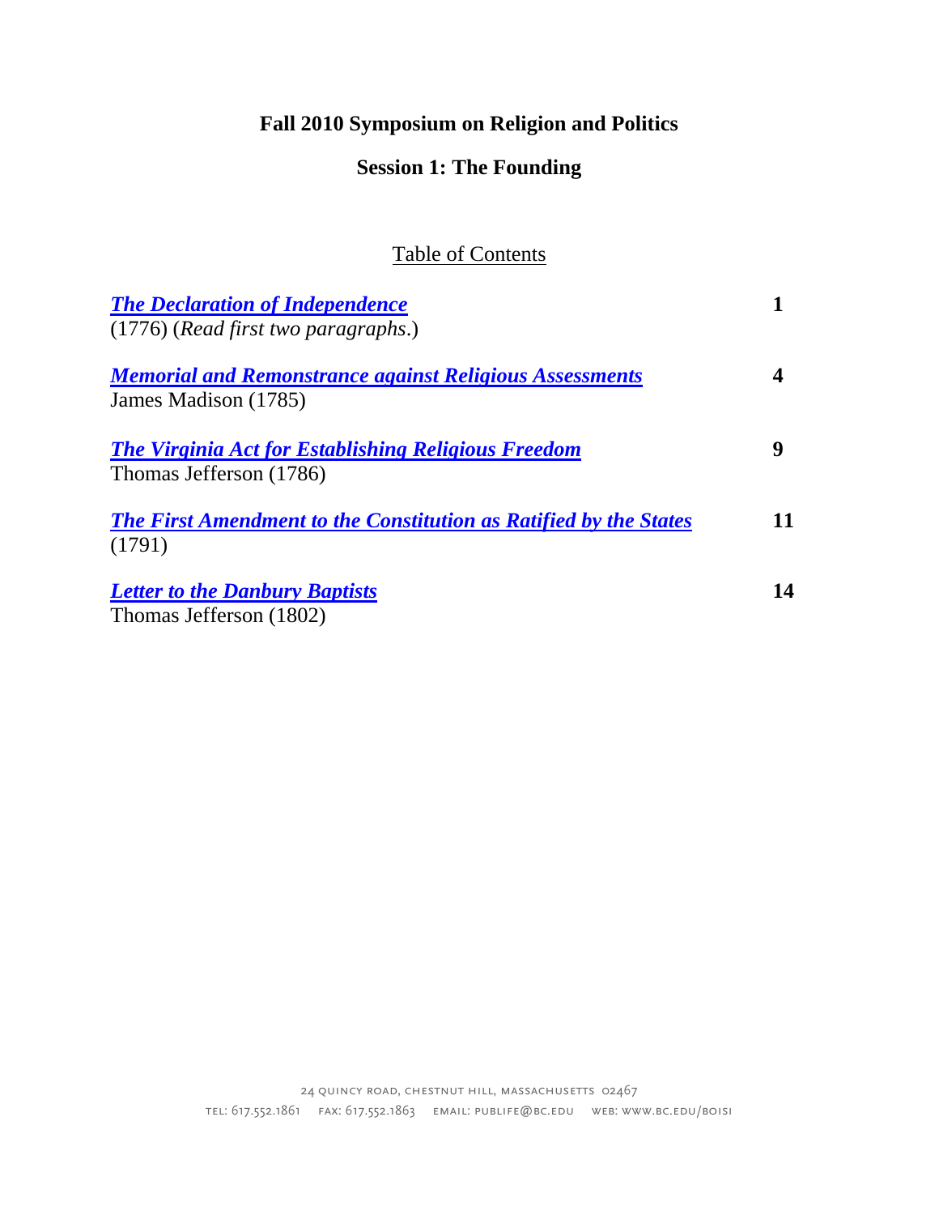# Fall 2010 Symposium on Religion and Politics

## Session 1: The Founding

Table of Contents

| | |
|---|---|
| ***The Declaration of Independence*** (1776) (*Read first two paragraphs*.) | **1** |
| ***Memorial and Remonstrance against Religious Assessments*** James Madison (1785) | **4** |
| ***The Virginia Act for Establishing Religious Freedom*** Thomas Jefferson (1786) | **9** |
| ***The First Amendment to the Constitution as Ratified by the States*** (1791) | **11** |
| ***Letter to the Danbury Baptists*** Thomas Jefferson (1802) | **14** |

24 Quincy Road, Chestnut Hill, Massachusetts 02467

tel: 617.552.1861 fax: 617.552.1863 email: publife@bc.edu web: www.bc.edu/boisi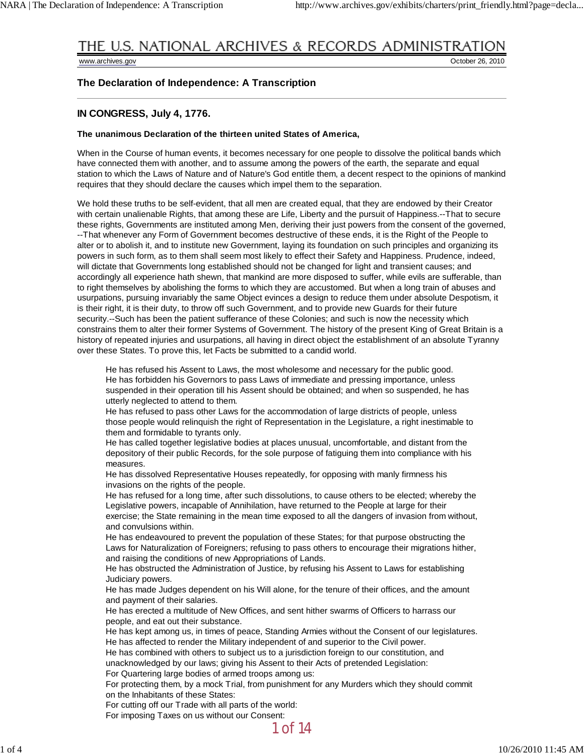## The Declaration of Independence: A Transcription

### IN CONGRESS, July 4, 1776.

**The unanimous Declaration of the thirteen united States of America,**

When in the Course of human events, it becomes necessary for one people to dissolve the political bands which have connected them with another, and to assume among the powers of the earth, the separate and equal station to which the Laws of Nature and of Nature's God entitle them, a decent respect to the opinions of mankind requires that they should declare the causes which impel them to the separation.

We hold these truths to be self-evident, that all men are created equal, that they are endowed by their Creator with certain unalienable Rights, that among these are Life, Liberty and the pursuit of Happiness.--That to secure these rights, Governments are instituted among Men, deriving their just powers from the consent of the governed, --That whenever any Form of Government becomes destructive of these ends, it is the Right of the People to alter or to abolish it, and to institute new Government, laying its foundation on such principles and organizing its powers in such form, as to them shall seem most likely to effect their Safety and Happiness. Prudence, indeed, will dictate that Governments long established should not be changed for light and transient causes; and accordingly all experience hath shewn, that mankind are more disposed to suffer, while evils are sufferable, than to right themselves by abolishing the forms to which they are accustomed. But when a long train of abuses and usurpations, pursuing invariably the same Object evinces a design to reduce them under absolute Despotism, it is their right, it is their duty, to throw off such Government, and to provide new Guards for their future security.--Such has been the patient sufferance of these Colonies; and such is now the necessity which constrains them to alter their former Systems of Government. The history of the present King of Great Britain is a history of repeated injuries and usurpations, all having in direct object the establishment of an absolute Tyranny over these States. To prove this, let Facts be submitted to a candid world.

> He has refused his Assent to Laws, the most wholesome and necessary for the public good.
> He has forbidden his Governors to pass Laws of immediate and pressing importance, unless suspended in their operation till his Assent should be obtained; and when so suspended, he has utterly neglected to attend to them.
> He has refused to pass other Laws for the accommodation of large districts of people, unless those people would relinquish the right of Representation in the Legislature, a right inestimable to them and formidable to tyrants only.
> He has called together legislative bodies at places unusual, uncomfortable, and distant from the depository of their public Records, for the sole purpose of fatiguing them into compliance with his measures.
> He has dissolved Representative Houses repeatedly, for opposing with manly firmness his invasions on the rights of the people.
> He has refused for a long time, after such dissolutions, to cause others to be elected; whereby the Legislative powers, incapable of Annihilation, have returned to the People at large for their exercise; the State remaining in the mean time exposed to all the dangers of invasion from without, and convulsions within.
> He has endeavoured to prevent the population of these States; for that purpose obstructing the Laws for Naturalization of Foreigners; refusing to pass others to encourage their migrations hither, and raising the conditions of new Appropriations of Lands.
> He has obstructed the Administration of Justice, by refusing his Assent to Laws for establishing Judiciary powers.
> He has made Judges dependent on his Will alone, for the tenure of their offices, and the amount and payment of their salaries.
> He has erected a multitude of New Offices, and sent hither swarms of Officers to harrass our people, and eat out their substance.
> He has kept among us, in times of peace, Standing Armies without the Consent of our legislatures.
> He has affected to render the Military independent of and superior to the Civil power.
> He has combined with others to subject us to a jurisdiction foreign to our constitution, and unacknowledged by our laws; giving his Assent to their Acts of pretended Legislation:
> For Quartering large bodies of armed troops among us:
> For protecting them, by a mock Trial, from punishment for any Murders which they should commit on the Inhabitants of these States:
> For cutting off our Trade with all parts of the world:
> For imposing Taxes on us without our Consent: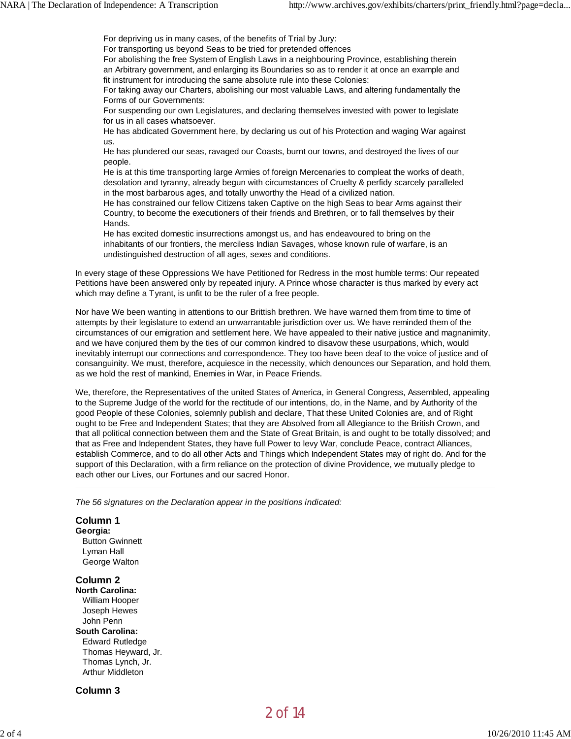For depriving us in many cases, of the benefits of Trial by Jury:
For transporting us beyond Seas to be tried for pretended offences
For abolishing the free System of English Laws in a neighbouring Province, establishing therein an Arbitrary government, and enlarging its Boundaries so as to render it at once an example and fit instrument for introducing the same absolute rule into these Colonies:
For taking away our Charters, abolishing our most valuable Laws, and altering fundamentally the Forms of our Governments:
For suspending our own Legislatures, and declaring themselves invested with power to legislate for us in all cases whatsoever.
He has abdicated Government here, by declaring us out of his Protection and waging War against us.
He has plundered our seas, ravaged our Coasts, burnt our towns, and destroyed the lives of our people.
He is at this time transporting large Armies of foreign Mercenaries to compleat the works of death, desolation and tyranny, already begun with circumstances of Cruelty & perfidy scarcely paralleled in the most barbarous ages, and totally unworthy the Head of a civilized nation.
He has constrained our fellow Citizens taken Captive on the high Seas to bear Arms against their Country, to become the executioners of their friends and Brethren, or to fall themselves by their Hands.
He has excited domestic insurrections amongst us, and has endeavoured to bring on the inhabitants of our frontiers, the merciless Indian Savages, whose known rule of warfare, is an undistinguished destruction of all ages, sexes and conditions.

In every stage of these Oppressions We have Petitioned for Redress in the most humble terms: Our repeated Petitions have been answered only by repeated injury. A Prince whose character is thus marked by every act which may define a Tyrant, is unfit to be the ruler of a free people.

Nor have We been wanting in attentions to our Brittish brethren. We have warned them from time to time of attempts by their legislature to extend an unwarrantable jurisdiction over us. We have reminded them of the circumstances of our emigration and settlement here. We have appealed to their native justice and magnanimity, and we have conjured them by the ties of our common kindred to disavow these usurpations, which, would inevitably interrupt our connections and correspondence. They too have been deaf to the voice of justice and of consanguinity. We must, therefore, acquiesce in the necessity, which denounces our Separation, and hold them, as we hold the rest of mankind, Enemies in War, in Peace Friends.

We, therefore, the Representatives of the united States of America, in General Congress, Assembled, appealing to the Supreme Judge of the world for the rectitude of our intentions, do, in the Name, and by Authority of the good People of these Colonies, solemnly publish and declare, That these United Colonies are, and of Right ought to be Free and Independent States; that they are Absolved from all Allegiance to the British Crown, and that all political connection between them and the State of Great Britain, is and ought to be totally dissolved; and that as Free and Independent States, they have full Power to levy War, conclude Peace, contract Alliances, establish Commerce, and to do all other Acts and Things which Independent States may of right do. And for the support of this Declaration, with a firm reliance on the protection of divine Providence, we mutually pledge to each other our Lives, our Fortunes and our sacred Honor.

---

*The 56 signatures on the Declaration appear in the positions indicated:*

### Column 1

**Georgia:**
Button Gwinnett
Lyman Hall
George Walton

### Column 2

**North Carolina:**
William Hooper
Joseph Hewes
John Penn

**South Carolina:**
Edward Rutledge
Thomas Heyward, Jr.
Thomas Lynch, Jr.
Arthur Middleton

### Column 3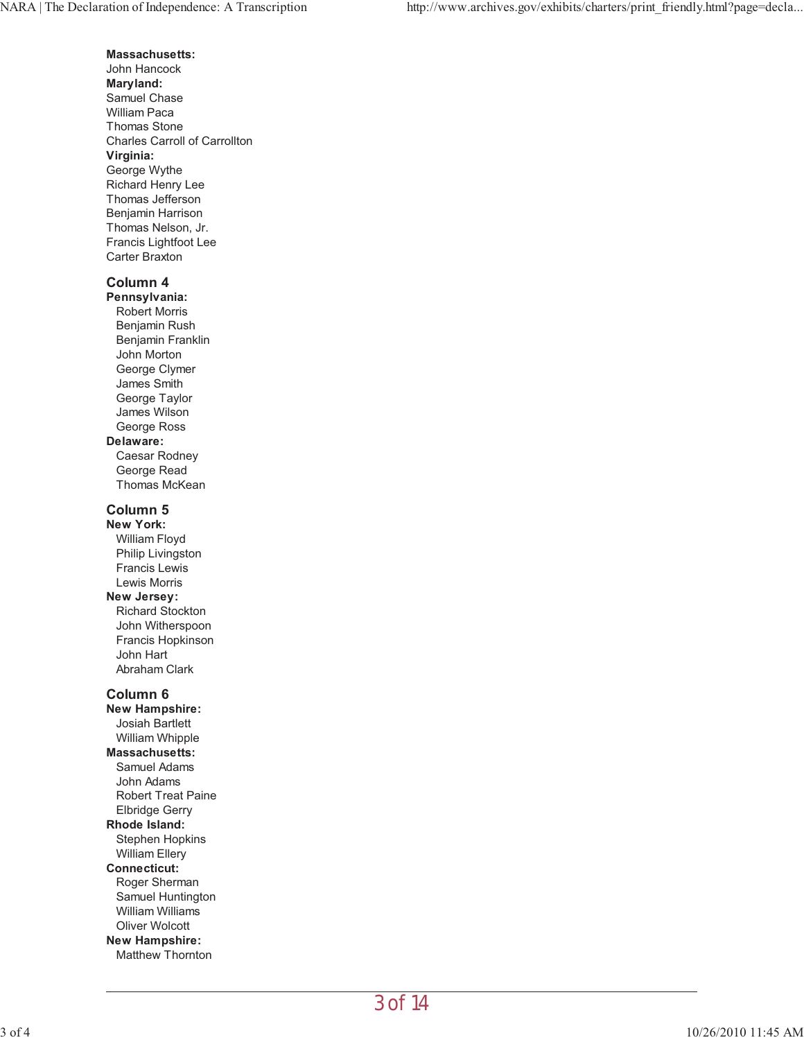**Massachusetts:**
John Hancock
**Maryland:**
Samuel Chase
William Paca
Thomas Stone
Charles Carroll of Carrollton
**Virginia:**
George Wythe
Richard Henry Lee
Thomas Jefferson
Benjamin Harrison
Thomas Nelson, Jr.
Francis Lightfoot Lee
Carter Braxton

## Column 4

**Pennsylvania:**
- Robert Morris
- Benjamin Rush
- Benjamin Franklin
- John Morton
- George Clymer
- James Smith
- George Taylor
- James Wilson
- George Ross

**Delaware:**
- Caesar Rodney
- George Read
- Thomas McKean

## Column 5

**New York:**
- William Floyd
- Philip Livingston
- Francis Lewis
- Lewis Morris

**New Jersey:**
- Richard Stockton
- John Witherspoon
- Francis Hopkinson
- John Hart
- Abraham Clark

## Column 6

**New Hampshire:**
- Josiah Bartlett
- William Whipple

**Massachusetts:**
- Samuel Adams
- John Adams
- Robert Treat Paine
- Elbridge Gerry

**Rhode Island:**
- Stephen Hopkins
- William Ellery

**Connecticut:**
- Roger Sherman
- Samuel Huntington
- William Williams
- Oliver Wolcott

**New Hampshire:**
- Matthew Thornton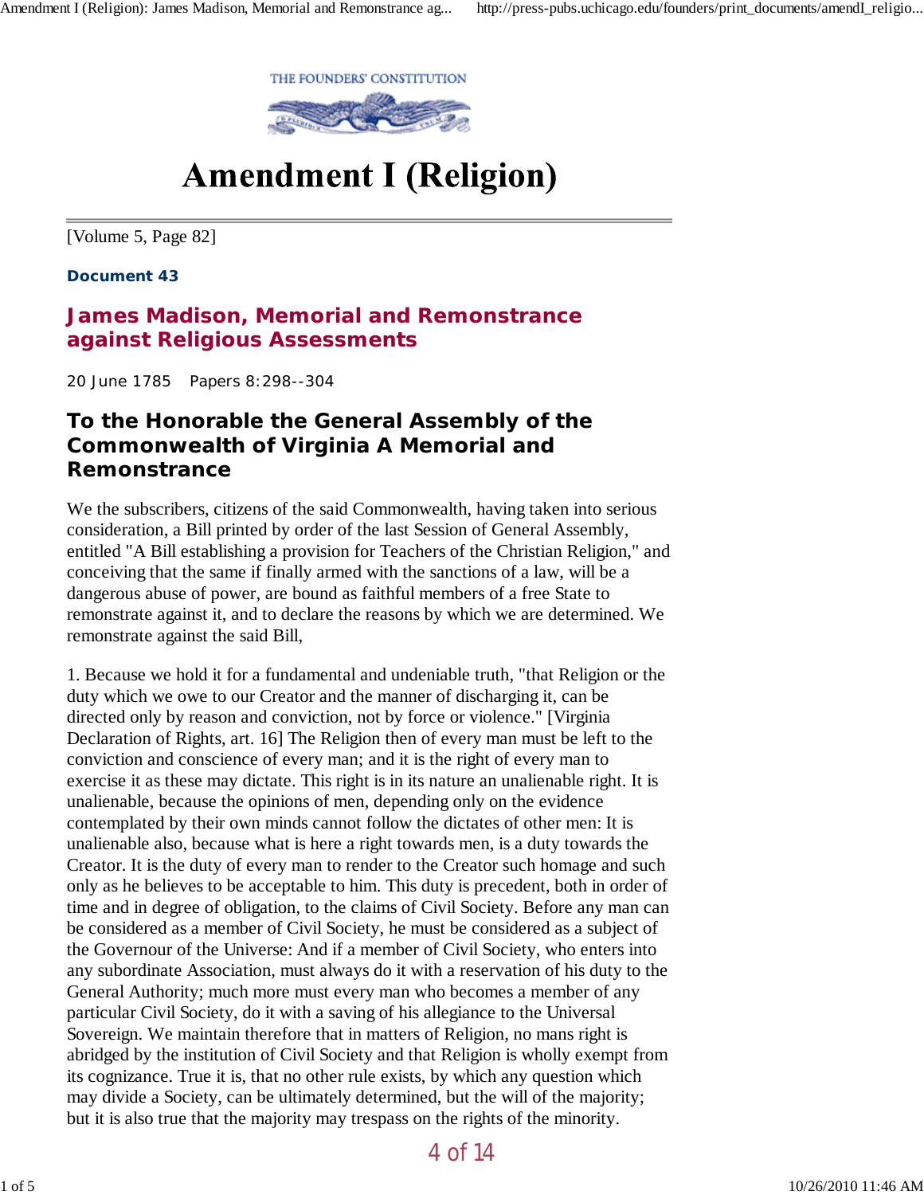THE FOUNDERS' CONSTITUTION

# Amendment I (Religion)

[Volume 5, Page 82]

**Document 43**

## James Madison, Memorial and Remonstrance against Religious Assessments

20 June 1785 Papers 8:298--304

### To the Honorable the General Assembly of the Commonwealth of Virginia A Memorial and Remonstrance

We the subscribers, citizens of the said Commonwealth, having taken into serious consideration, a Bill printed by order of the last Session of General Assembly, entitled "A Bill establishing a provision for Teachers of the Christian Religion," and conceiving that the same if finally armed with the sanctions of a law, will be a dangerous abuse of power, are bound as faithful members of a free State to remonstrate against it, and to declare the reasons by which we are determined. We remonstrate against the said Bill,

1. Because we hold it for a fundamental and undeniable truth, "that Religion or the duty which we owe to our Creator and the manner of discharging it, can be directed only by reason and conviction, not by force or violence." [Virginia Declaration of Rights, art. 16] The Religion then of every man must be left to the conviction and conscience of every man; and it is the right of every man to exercise it as these may dictate. This right is in its nature an unalienable right. It is unalienable, because the opinions of men, depending only on the evidence contemplated by their own minds cannot follow the dictates of other men: It is unalienable also, because what is here a right towards men, is a duty towards the Creator. It is the duty of every man to render to the Creator such homage and such only as he believes to be acceptable to him. This duty is precedent, both in order of time and in degree of obligation, to the claims of Civil Society. Before any man can be considered as a member of Civil Society, he must be considered as a subject of the Governour of the Universe: And if a member of Civil Society, who enters into any subordinate Association, must always do it with a reservation of his duty to the General Authority; much more must every man who becomes a member of any particular Civil Society, do it with a saving of his allegiance to the Universal Sovereign. We maintain therefore that in matters of Religion, no mans right is abridged by the institution of Civil Society and that Religion is wholly exempt from its cognizance. True it is, that no other rule exists, by which any question which may divide a Society, can be ultimately determined, but the will of the majority; but it is also true that the majority may trespass on the rights of the minority.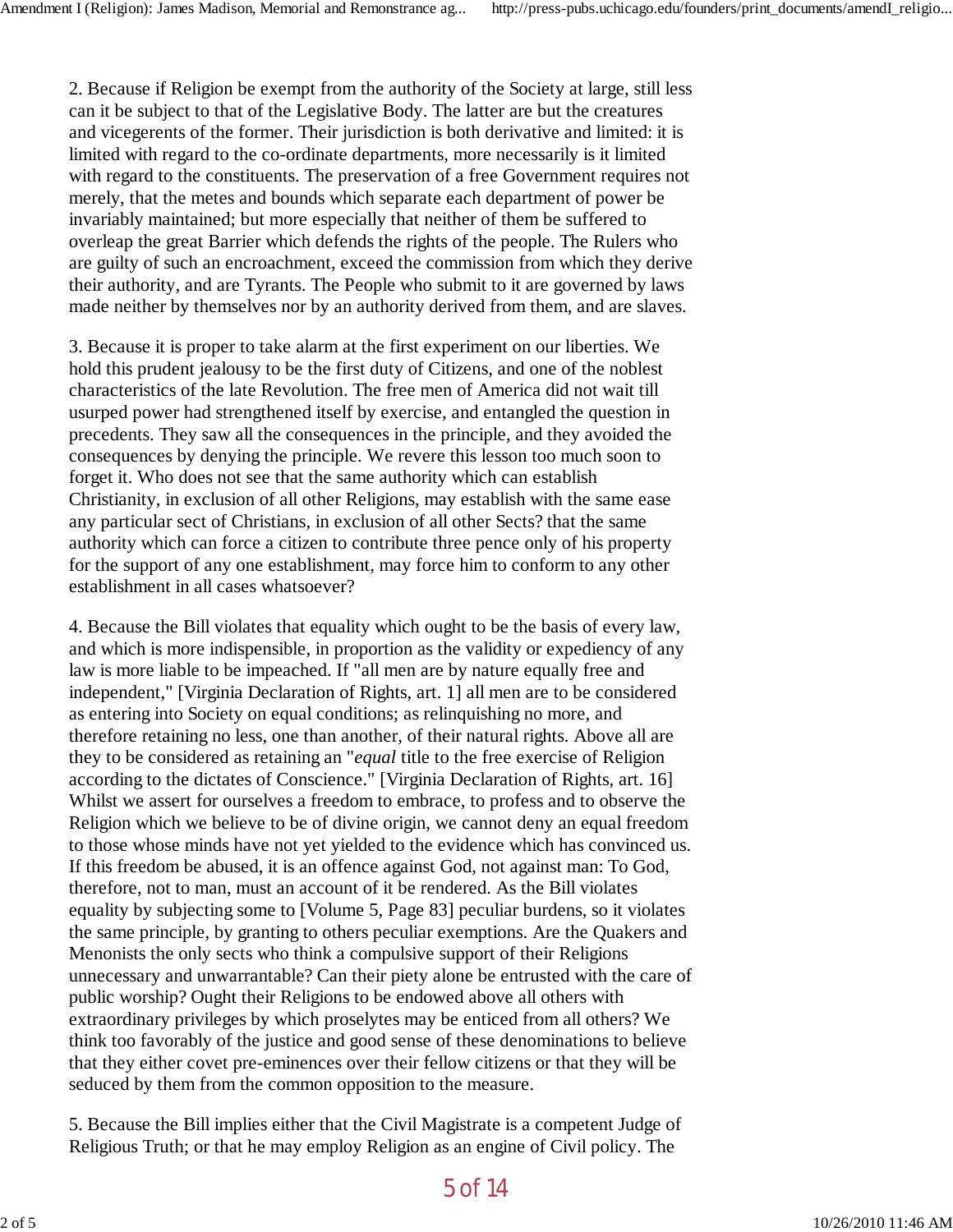2. Because if Religion be exempt from the authority of the Society at large, still less can it be subject to that of the Legislative Body. The latter are but the creatures and vicegerents of the former. Their jurisdiction is both derivative and limited: it is limited with regard to the co-ordinate departments, more necessarily is it limited with regard to the constituents. The preservation of a free Government requires not merely, that the metes and bounds which separate each department of power be invariably maintained; but more especially that neither of them be suffered to overleap the great Barrier which defends the rights of the people. The Rulers who are guilty of such an encroachment, exceed the commission from which they derive their authority, and are Tyrants. The People who submit to it are governed by laws made neither by themselves nor by an authority derived from them, and are slaves.

3. Because it is proper to take alarm at the first experiment on our liberties. We hold this prudent jealousy to be the first duty of Citizens, and one of the noblest characteristics of the late Revolution. The free men of America did not wait till usurped power had strengthened itself by exercise, and entangled the question in precedents. They saw all the consequences in the principle, and they avoided the consequences by denying the principle. We revere this lesson too much soon to forget it. Who does not see that the same authority which can establish Christianity, in exclusion of all other Religions, may establish with the same ease any particular sect of Christians, in exclusion of all other Sects? that the same authority which can force a citizen to contribute three pence only of his property for the support of any one establishment, may force him to conform to any other establishment in all cases whatsoever?

4. Because the Bill violates that equality which ought to be the basis of every law, and which is more indispensible, in proportion as the validity or expediency of any law is more liable to be impeached. If "all men are by nature equally free and independent," [Virginia Declaration of Rights, art. 1] all men are to be considered as entering into Society on equal conditions; as relinquishing no more, and therefore retaining no less, one than another, of their natural rights. Above all are they to be considered as retaining an "*equal* title to the free exercise of Religion according to the dictates of Conscience." [Virginia Declaration of Rights, art. 16] Whilst we assert for ourselves a freedom to embrace, to profess and to observe the Religion which we believe to be of divine origin, we cannot deny an equal freedom to those whose minds have not yet yielded to the evidence which has convinced us. If this freedom be abused, it is an offence against God, not against man: To God, therefore, not to man, must an account of it be rendered. As the Bill violates equality by subjecting some to [Volume 5, Page 83] peculiar burdens, so it violates the same principle, by granting to others peculiar exemptions. Are the Quakers and Menonists the only sects who think a compulsive support of their Religions unnecessary and unwarrantable? Can their piety alone be entrusted with the care of public worship? Ought their Religions to be endowed above all others with extraordinary privileges by which proselytes may be enticed from all others? We think too favorably of the justice and good sense of these denominations to believe that they either covet pre-eminences over their fellow citizens or that they will be seduced by them from the common opposition to the measure.

5. Because the Bill implies either that the Civil Magistrate is a competent Judge of Religious Truth; or that he may employ Religion as an engine of Civil policy. The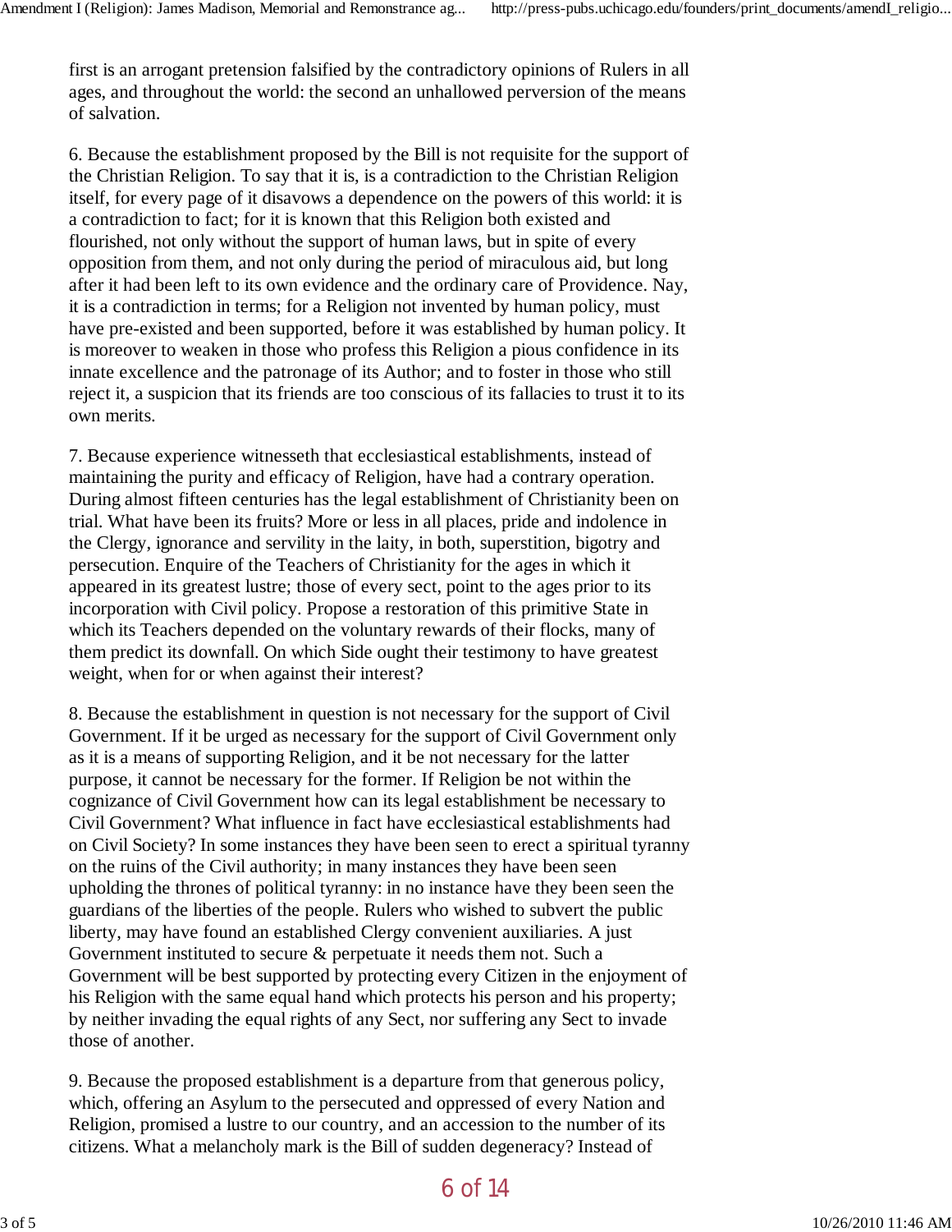first is an arrogant pretension falsified by the contradictory opinions of Rulers in all ages, and throughout the world: the second an unhallowed perversion of the means of salvation.

6. Because the establishment proposed by the Bill is not requisite for the support of the Christian Religion. To say that it is, is a contradiction to the Christian Religion itself, for every page of it disavows a dependence on the powers of this world: it is a contradiction to fact; for it is known that this Religion both existed and flourished, not only without the support of human laws, but in spite of every opposition from them, and not only during the period of miraculous aid, but long after it had been left to its own evidence and the ordinary care of Providence. Nay, it is a contradiction in terms; for a Religion not invented by human policy, must have pre-existed and been supported, before it was established by human policy. It is moreover to weaken in those who profess this Religion a pious confidence in its innate excellence and the patronage of its Author; and to foster in those who still reject it, a suspicion that its friends are too conscious of its fallacies to trust it to its own merits.

7. Because experience witnesseth that ecclesiastical establishments, instead of maintaining the purity and efficacy of Religion, have had a contrary operation. During almost fifteen centuries has the legal establishment of Christianity been on trial. What have been its fruits? More or less in all places, pride and indolence in the Clergy, ignorance and servility in the laity, in both, superstition, bigotry and persecution. Enquire of the Teachers of Christianity for the ages in which it appeared in its greatest lustre; those of every sect, point to the ages prior to its incorporation with Civil policy. Propose a restoration of this primitive State in which its Teachers depended on the voluntary rewards of their flocks, many of them predict its downfall. On which Side ought their testimony to have greatest weight, when for or when against their interest?

8. Because the establishment in question is not necessary for the support of Civil Government. If it be urged as necessary for the support of Civil Government only as it is a means of supporting Religion, and it be not necessary for the latter purpose, it cannot be necessary for the former. If Religion be not within the cognizance of Civil Government how can its legal establishment be necessary to Civil Government? What influence in fact have ecclesiastical establishments had on Civil Society? In some instances they have been seen to erect a spiritual tyranny on the ruins of the Civil authority; in many instances they have been seen upholding the thrones of political tyranny: in no instance have they been seen the guardians of the liberties of the people. Rulers who wished to subvert the public liberty, may have found an established Clergy convenient auxiliaries. A just Government instituted to secure & perpetuate it needs them not. Such a Government will be best supported by protecting every Citizen in the enjoyment of his Religion with the same equal hand which protects his person and his property; by neither invading the equal rights of any Sect, nor suffering any Sect to invade those of another.

9. Because the proposed establishment is a departure from that generous policy, which, offering an Asylum to the persecuted and oppressed of every Nation and Religion, promised a lustre to our country, and an accession to the number of its citizens. What a melancholy mark is the Bill of sudden degeneracy? Instead of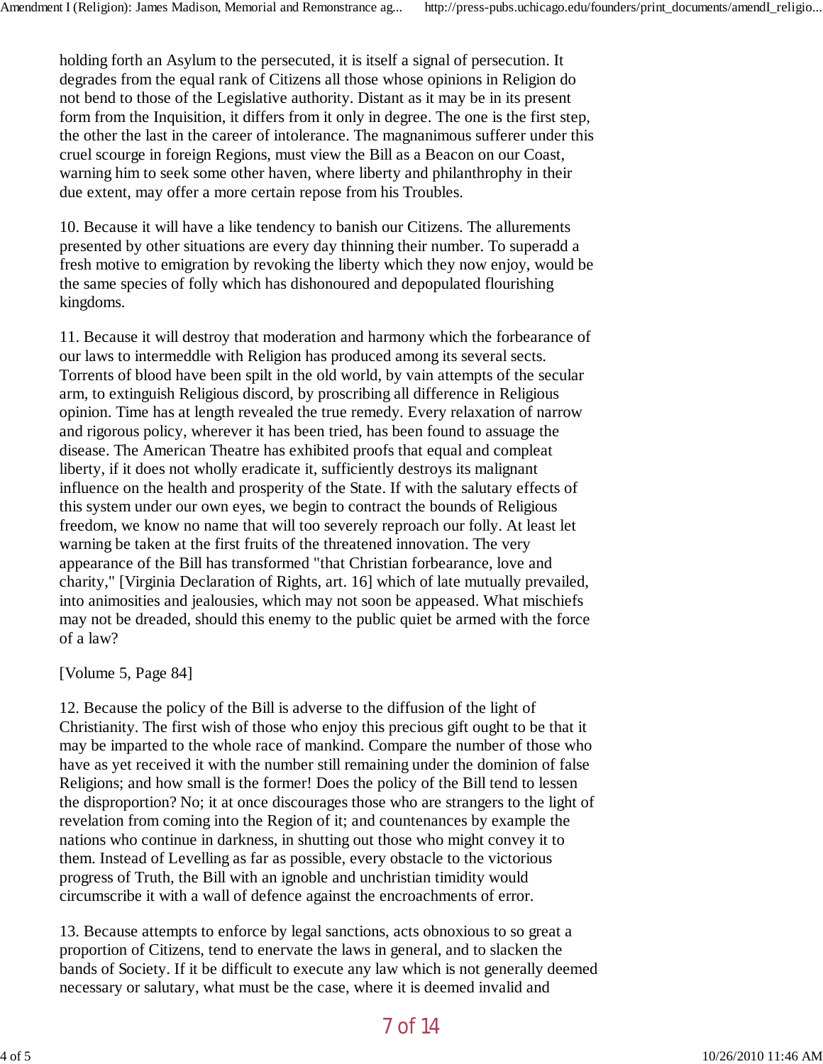holding forth an Asylum to the persecuted, it is itself a signal of persecution. It degrades from the equal rank of Citizens all those whose opinions in Religion do not bend to those of the Legislative authority. Distant as it may be in its present form from the Inquisition, it differs from it only in degree. The one is the first step, the other the last in the career of intolerance. The magnanimous sufferer under this cruel scourge in foreign Regions, must view the Bill as a Beacon on our Coast, warning him to seek some other haven, where liberty and philanthrophy in their due extent, may offer a more certain repose from his Troubles.

10. Because it will have a like tendency to banish our Citizens. The allurements presented by other situations are every day thinning their number. To superadd a fresh motive to emigration by revoking the liberty which they now enjoy, would be the same species of folly which has dishonoured and depopulated flourishing kingdoms.

11. Because it will destroy that moderation and harmony which the forbearance of our laws to intermeddle with Religion has produced among its several sects. Torrents of blood have been spilt in the old world, by vain attempts of the secular arm, to extinguish Religious discord, by proscribing all difference in Religious opinion. Time has at length revealed the true remedy. Every relaxation of narrow and rigorous policy, wherever it has been tried, has been found to assuage the disease. The American Theatre has exhibited proofs that equal and compleat liberty, if it does not wholly eradicate it, sufficiently destroys its malignant influence on the health and prosperity of the State. If with the salutary effects of this system under our own eyes, we begin to contract the bounds of Religious freedom, we know no name that will too severely reproach our folly. At least let warning be taken at the first fruits of the threatened innovation. The very appearance of the Bill has transformed "that Christian forbearance, love and charity," [Virginia Declaration of Rights, art. 16] which of late mutually prevailed, into animosities and jealousies, which may not soon be appeased. What mischiefs may not be dreaded, should this enemy to the public quiet be armed with the force of a law?

[Volume 5, Page 84]

12. Because the policy of the Bill is adverse to the diffusion of the light of Christianity. The first wish of those who enjoy this precious gift ought to be that it may be imparted to the whole race of mankind. Compare the number of those who have as yet received it with the number still remaining under the dominion of false Religions; and how small is the former! Does the policy of the Bill tend to lessen the disproportion? No; it at once discourages those who are strangers to the light of revelation from coming into the Region of it; and countenances by example the nations who continue in darkness, in shutting out those who might convey it to them. Instead of Levelling as far as possible, every obstacle to the victorious progress of Truth, the Bill with an ignoble and unchristian timidity would circumscribe it with a wall of defence against the encroachments of error.

13. Because attempts to enforce by legal sanctions, acts obnoxious to so great a proportion of Citizens, tend to enervate the laws in general, and to slacken the bands of Society. If it be difficult to execute any law which is not generally deemed necessary or salutary, what must be the case, where it is deemed invalid and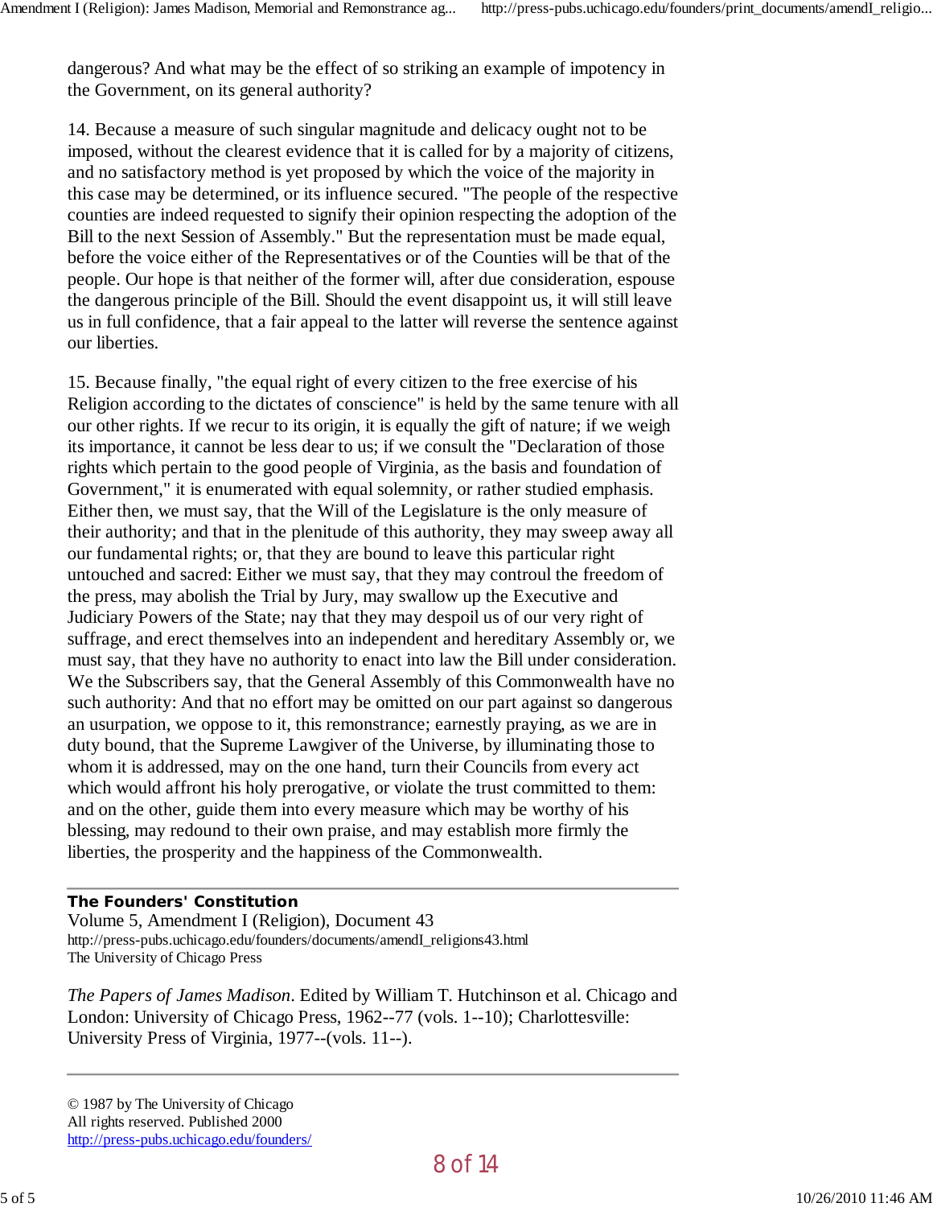dangerous? And what may be the effect of so striking an example of impotency in the Government, on its general authority?

14. Because a measure of such singular magnitude and delicacy ought not to be imposed, without the clearest evidence that it is called for by a majority of citizens, and no satisfactory method is yet proposed by which the voice of the majority in this case may be determined, or its influence secured. "The people of the respective counties are indeed requested to signify their opinion respecting the adoption of the Bill to the next Session of Assembly." But the representation must be made equal, before the voice either of the Representatives or of the Counties will be that of the people. Our hope is that neither of the former will, after due consideration, espouse the dangerous principle of the Bill. Should the event disappoint us, it will still leave us in full confidence, that a fair appeal to the latter will reverse the sentence against our liberties.

15. Because finally, "the equal right of every citizen to the free exercise of his Religion according to the dictates of conscience" is held by the same tenure with all our other rights. If we recur to its origin, it is equally the gift of nature; if we weigh its importance, it cannot be less dear to us; if we consult the "Declaration of those rights which pertain to the good people of Virginia, as the basis and foundation of Government," it is enumerated with equal solemnity, or rather studied emphasis. Either then, we must say, that the Will of the Legislature is the only measure of their authority; and that in the plenitude of this authority, they may sweep away all our fundamental rights; or, that they are bound to leave this particular right untouched and sacred: Either we must say, that they may controul the freedom of the press, may abolish the Trial by Jury, may swallow up the Executive and Judiciary Powers of the State; nay that they may despoil us of our very right of suffrage, and erect themselves into an independent and hereditary Assembly or, we must say, that they have no authority to enact into law the Bill under consideration. We the Subscribers say, that the General Assembly of this Commonwealth have no such authority: And that no effort may be omitted on our part against so dangerous an usurpation, we oppose to it, this remonstrance; earnestly praying, as we are in duty bound, that the Supreme Lawgiver of the Universe, by illuminating those to whom it is addressed, may on the one hand, turn their Councils from every act which would affront his holy prerogative, or violate the trust committed to them: and on the other, guide them into every measure which may be worthy of his blessing, may redound to their own praise, and may establish more firmly the liberties, the prosperity and the happiness of the Commonwealth.

---

**The Founders' Constitution**
Volume 5, Amendment I (Religion), Document 43
http://press-pubs.uchicago.edu/founders/documents/amendI_religions43.html
The University of Chicago Press

*The Papers of James Madison*. Edited by William T. Hutchinson et al. Chicago and London: University of Chicago Press, 1962--77 (vols. 1--10); Charlottesville: University Press of Virginia, 1977--(vols. 11--).

---

© 1987 by The University of Chicago
All rights reserved. Published 2000
http://press-pubs.uchicago.edu/founders/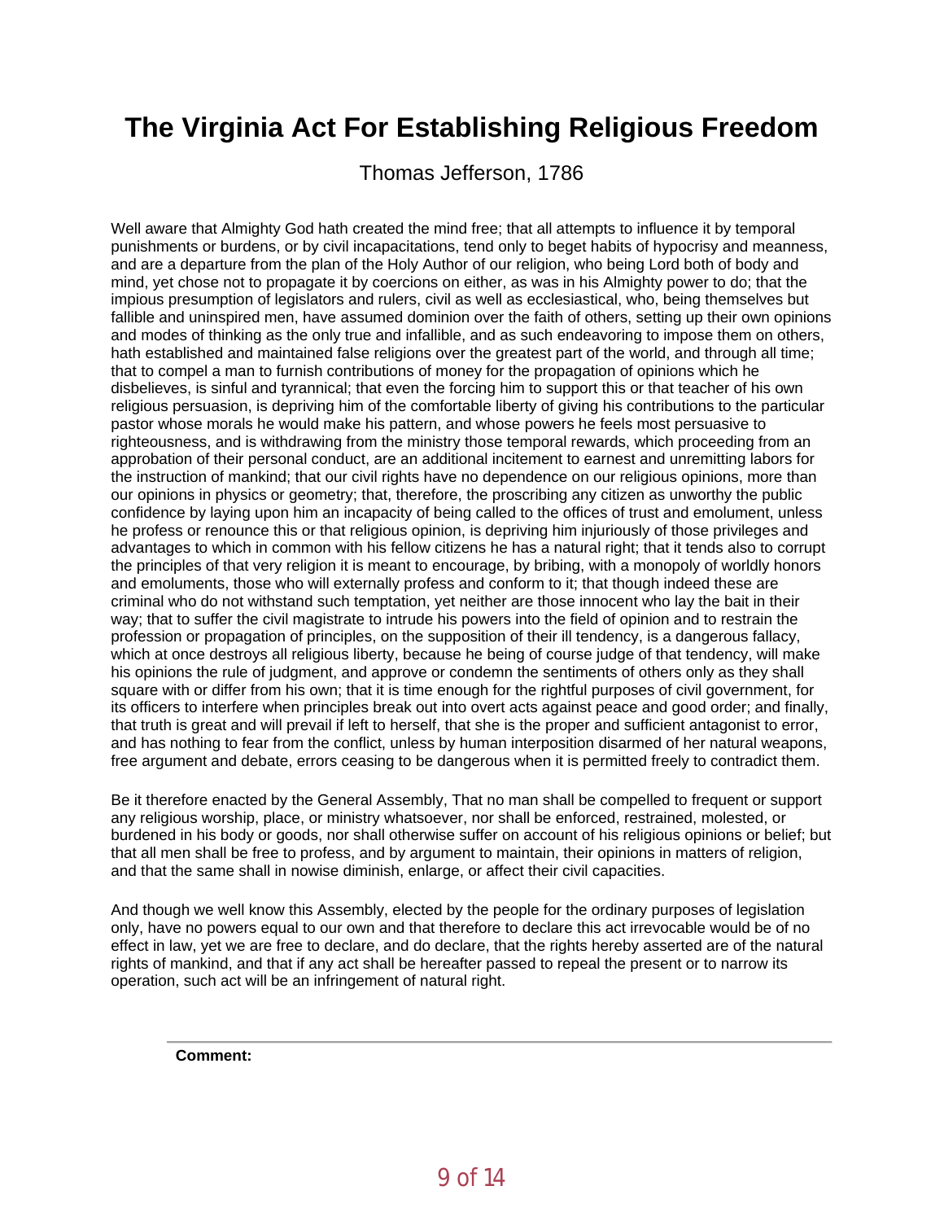# The Virginia Act For Establishing Religious Freedom

Thomas Jefferson, 1786

Well aware that Almighty God hath created the mind free; that all attempts to influence it by temporal punishments or burdens, or by civil incapacitations, tend only to beget habits of hypocrisy and meanness, and are a departure from the plan of the Holy Author of our religion, who being Lord both of body and mind, yet chose not to propagate it by coercions on either, as was in his Almighty power to do; that the impious presumption of legislators and rulers, civil as well as ecclesiastical, who, being themselves but fallible and uninspired men, have assumed dominion over the faith of others, setting up their own opinions and modes of thinking as the only true and infallible, and as such endeavoring to impose them on others, hath established and maintained false religions over the greatest part of the world, and through all time; that to compel a man to furnish contributions of money for the propagation of opinions which he disbelieves, is sinful and tyrannical; that even the forcing him to support this or that teacher of his own religious persuasion, is depriving him of the comfortable liberty of giving his contributions to the particular pastor whose morals he would make his pattern, and whose powers he feels most persuasive to righteousness, and is withdrawing from the ministry those temporal rewards, which proceeding from an approbation of their personal conduct, are an additional incitement to earnest and unremitting labors for the instruction of mankind; that our civil rights have no dependence on our religious opinions, more than our opinions in physics or geometry; that, therefore, the proscribing any citizen as unworthy the public confidence by laying upon him an incapacity of being called to the offices of trust and emolument, unless he profess or renounce this or that religious opinion, is depriving him injuriously of those privileges and advantages to which in common with his fellow citizens he has a natural right; that it tends also to corrupt the principles of that very religion it is meant to encourage, by bribing, with a monopoly of worldly honors and emoluments, those who will externally profess and conform to it; that though indeed these are criminal who do not withstand such temptation, yet neither are those innocent who lay the bait in their way; that to suffer the civil magistrate to intrude his powers into the field of opinion and to restrain the profession or propagation of principles, on the supposition of their ill tendency, is a dangerous fallacy, which at once destroys all religious liberty, because he being of course judge of that tendency, will make his opinions the rule of judgment, and approve or condemn the sentiments of others only as they shall square with or differ from his own; that it is time enough for the rightful purposes of civil government, for its officers to interfere when principles break out into overt acts against peace and good order; and finally, that truth is great and will prevail if left to herself, that she is the proper and sufficient antagonist to error, and has nothing to fear from the conflict, unless by human interposition disarmed of her natural weapons, free argument and debate, errors ceasing to be dangerous when it is permitted freely to contradict them.

Be it therefore enacted by the General Assembly, That no man shall be compelled to frequent or support any religious worship, place, or ministry whatsoever, nor shall be enforced, restrained, molested, or burdened in his body or goods, nor shall otherwise suffer on account of his religious opinions or belief; but that all men shall be free to profess, and by argument to maintain, their opinions in matters of religion, and that the same shall in nowise diminish, enlarge, or affect their civil capacities.

And though we well know this Assembly, elected by the people for the ordinary purposes of legislation only, have no powers equal to our own and that therefore to declare this act irrevocable would be of no effect in law, yet we are free to declare, and do declare, that the rights hereby asserted are of the natural rights of mankind, and that if any act shall be hereafter passed to repeal the present or to narrow its operation, such act will be an infringement of natural right.

---

**Comment:**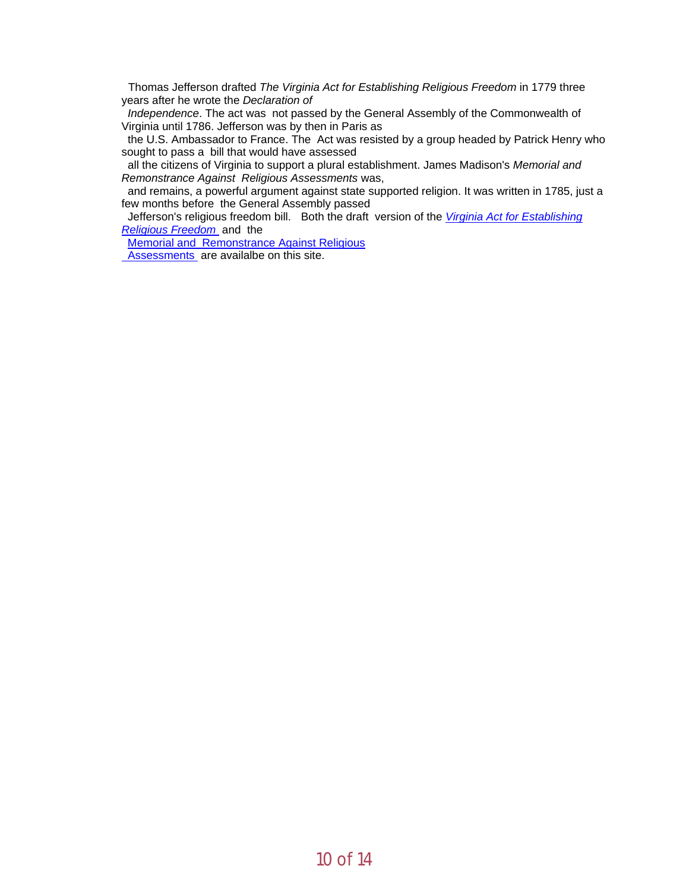Thomas Jefferson drafted *The Virginia Act for Establishing Religious Freedom* in 1779 three years after he wrote the *Declaration of Independence*. The act was not passed by the General Assembly of the Commonwealth of Virginia until 1786. Jefferson was by then in Paris as the U.S. Ambassador to France. The Act was resisted by a group headed by Patrick Henry who sought to pass a bill that would have assessed all the citizens of Virginia to support a plural establishment. James Madison's *Memorial and Remonstrance Against Religious Assessments* was, and remains, a powerful argument against state supported religion. It was written in 1785, just a few months before the General Assembly passed Jefferson's religious freedom bill. Both the draft version of the *Virginia Act for Establishing Religious Freedom* and the Memorial and Remonstrance Against Religious Assessments are availalbe on this site.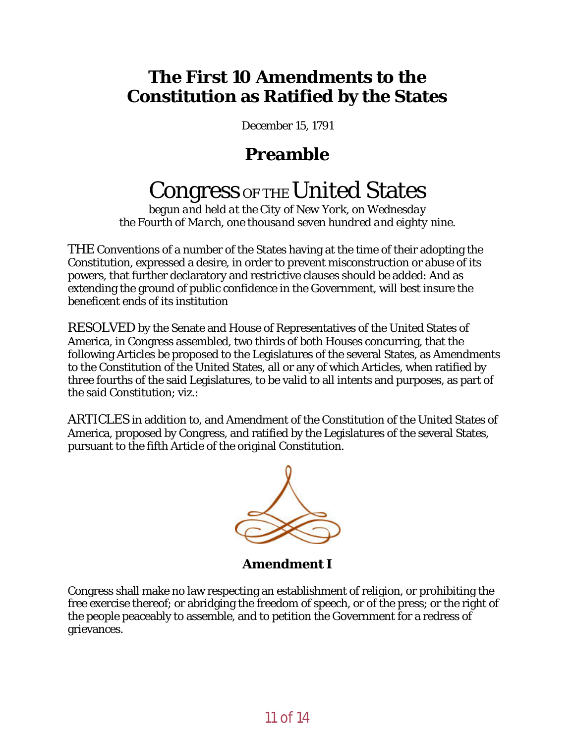# The First 10 Amendments to the Constitution as Ratified by the States

December 15, 1791

## Preamble

## Congress OF THE United States

*begun and held at the City of New York, on Wednesday the Fourth of March, one thousand seven hundred and eighty nine.*

THE Conventions of a number of the States having at the time of their adopting the Constitution, expressed a desire, in order to prevent misconstruction or abuse of its powers, that further declaratory and restrictive clauses should be added: And as extending the ground of public confidence in the Government, will best insure the beneficent ends of its institution

RESOLVED by the Senate and House of Representatives of the United States of America, in Congress assembled, two thirds of both Houses concurring, that the following Articles be proposed to the Legislatures of the several States, as Amendments to the Constitution of the United States, all or any of which Articles, when ratified by three fourths of the said Legislatures, to be valid to all intents and purposes, as part of the said Constitution; viz.:

ARTICLES in addition to, and Amendment of the Constitution of the United States of America, proposed by Congress, and ratified by the Legislatures of the several States, pursuant to the fifth Article of the original Constitution.

### Amendment I

Congress shall make no law respecting an establishment of religion, or prohibiting the free exercise thereof; or abridging the freedom of speech, or of the press; or the right of the people peaceably to assemble, and to petition the Government for a redress of grievances.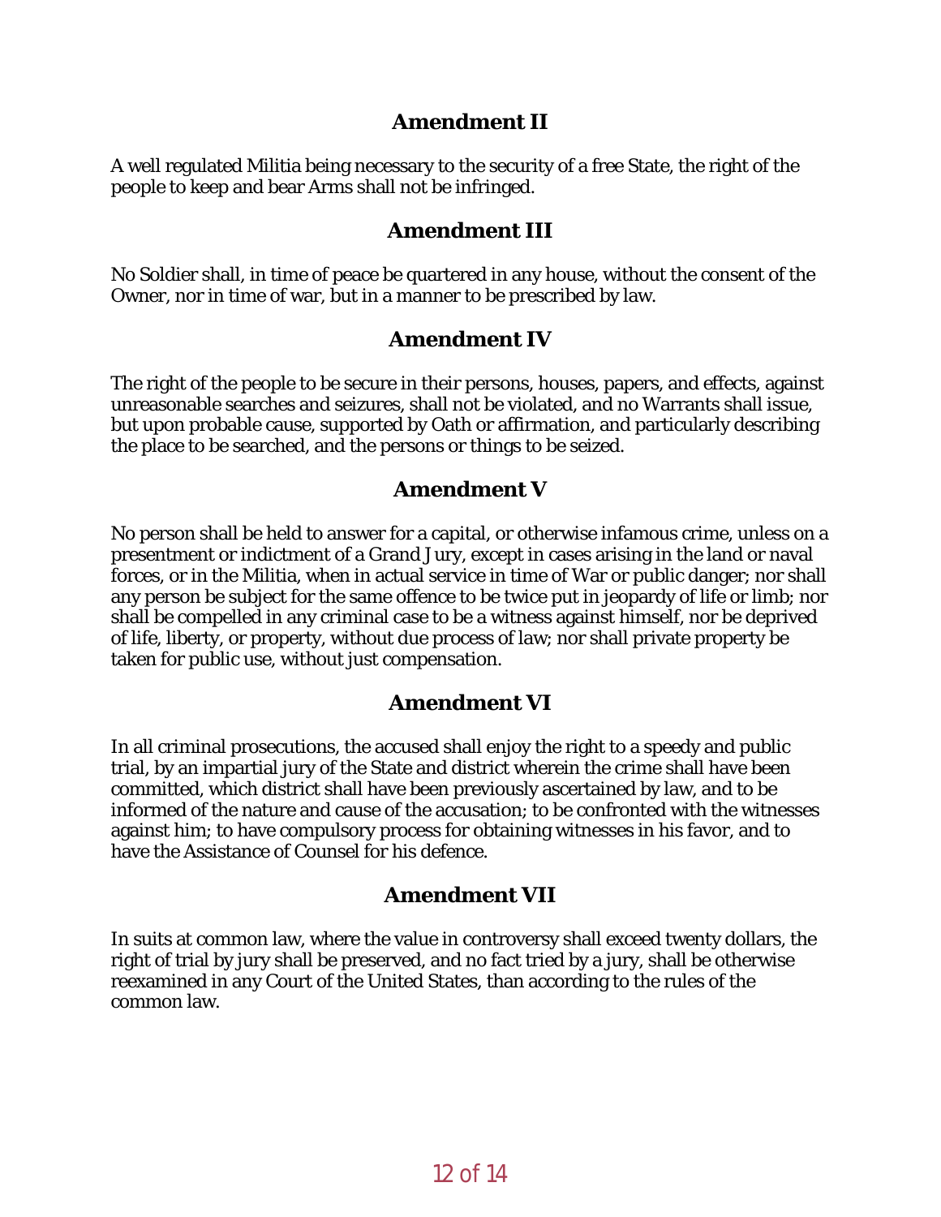## Amendment II

A well regulated Militia being necessary to the security of a free State, the right of the people to keep and bear Arms shall not be infringed.

## Amendment III

No Soldier shall, in time of peace be quartered in any house, without the consent of the Owner, nor in time of war, but in a manner to be prescribed by law.

## Amendment IV

The right of the people to be secure in their persons, houses, papers, and effects, against unreasonable searches and seizures, shall not be violated, and no Warrants shall issue, but upon probable cause, supported by Oath or affirmation, and particularly describing the place to be searched, and the persons or things to be seized.

## Amendment V

No person shall be held to answer for a capital, or otherwise infamous crime, unless on a presentment or indictment of a Grand Jury, except in cases arising in the land or naval forces, or in the Militia, when in actual service in time of War or public danger; nor shall any person be subject for the same offence to be twice put in jeopardy of life or limb; nor shall be compelled in any criminal case to be a witness against himself, nor be deprived of life, liberty, or property, without due process of law; nor shall private property be taken for public use, without just compensation.

## Amendment VI

In all criminal prosecutions, the accused shall enjoy the right to a speedy and public trial, by an impartial jury of the State and district wherein the crime shall have been committed, which district shall have been previously ascertained by law, and to be informed of the nature and cause of the accusation; to be confronted with the witnesses against him; to have compulsory process for obtaining witnesses in his favor, and to have the Assistance of Counsel for his defence.

## Amendment VII

In suits at common law, where the value in controversy shall exceed twenty dollars, the right of trial by jury shall be preserved, and no fact tried by a jury, shall be otherwise reexamined in any Court of the United States, than according to the rules of the common law.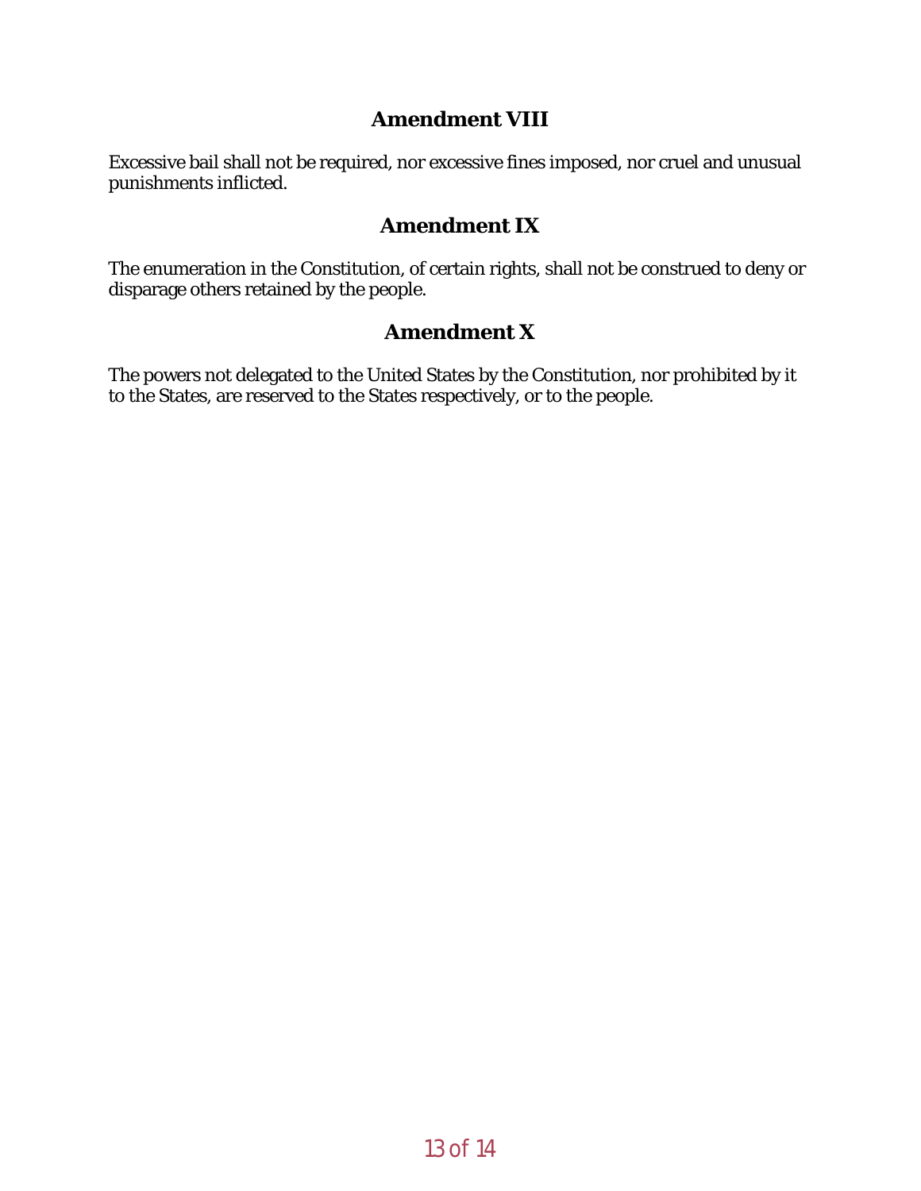## Amendment VIII

Excessive bail shall not be required, nor excessive fines imposed, nor cruel and unusual punishments inflicted.

## Amendment IX

The enumeration in the Constitution, of certain rights, shall not be construed to deny or disparage others retained by the people.

## Amendment X

The powers not delegated to the United States by the Constitution, nor prohibited by it to the States, are reserved to the States respectively, or to the people.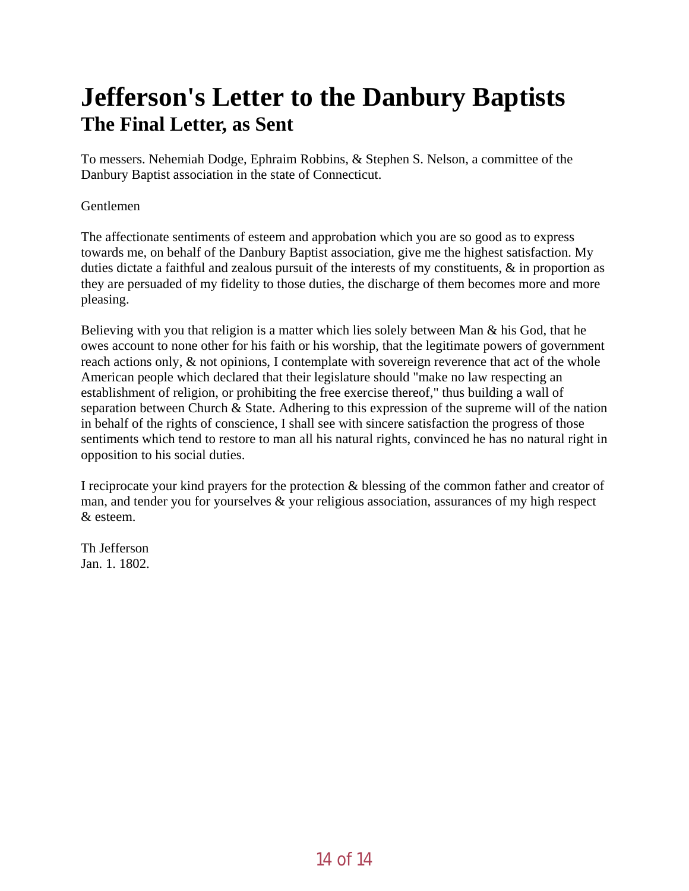# Jefferson's Letter to the Danbury Baptists
## The Final Letter, as Sent

To messers. Nehemiah Dodge, Ephraim Robbins, & Stephen S. Nelson, a committee of the Danbury Baptist association in the state of Connecticut.

Gentlemen

The affectionate sentiments of esteem and approbation which you are so good as to express towards me, on behalf of the Danbury Baptist association, give me the highest satisfaction. My duties dictate a faithful and zealous pursuit of the interests of my constituents, & in proportion as they are persuaded of my fidelity to those duties, the discharge of them becomes more and more pleasing.

Believing with you that religion is a matter which lies solely between Man & his God, that he owes account to none other for his faith or his worship, that the legitimate powers of government reach actions only, & not opinions, I contemplate with sovereign reverence that act of the whole American people which declared that their legislature should "make no law respecting an establishment of religion, or prohibiting the free exercise thereof," thus building a wall of separation between Church & State. Adhering to this expression of the supreme will of the nation in behalf of the rights of conscience, I shall see with sincere satisfaction the progress of those sentiments which tend to restore to man all his natural rights, convinced he has no natural right in opposition to his social duties.

I reciprocate your kind prayers for the protection & blessing of the common father and creator of man, and tender you for yourselves & your religious association, assurances of my high respect & esteem.

Th Jefferson
Jan. 1. 1802.